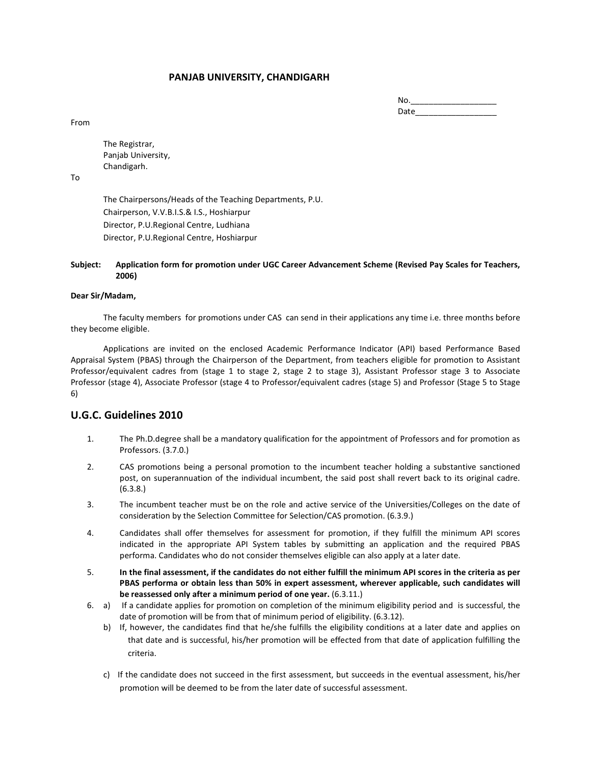**PANJAB UNIVERSITY, CHANDIGARH**

No.___________________
Date__________________

From

The Registrar,
Panjab University,
Chandigarh.

To

The Chairpersons/Heads of the Teaching Departments, P.U.
Chairperson, V.V.B.I.S.& I.S., Hoshiarpur
Director, P.U.Regional Centre, Ludhiana
Director, P.U.Regional Centre, Hoshiarpur

**Subject: Application form for promotion under UGC Career Advancement Scheme (Revised Pay Scales for Teachers, 2006)**

**Dear Sir/Madam,**

The faculty members for promotions under CAS can send in their applications any time i.e. three months before they become eligible.

Applications are invited on the enclosed Academic Performance Indicator (API) based Performance Based Appraisal System (PBAS) through the Chairperson of the Department, from teachers eligible for promotion to Assistant Professor/equivalent cadres from (stage 1 to stage 2, stage 2 to stage 3), Assistant Professor stage 3 to Associate Professor (stage 4), Associate Professor (stage 4 to Professor/equivalent cadres (stage 5) and Professor (Stage 5 to Stage 6)

## U.G.C. Guidelines 2010

1. The Ph.D.degree shall be a mandatory qualification for the appointment of Professors and for promotion as Professors. (3.7.0.)
2. CAS promotions being a personal promotion to the incumbent teacher holding a substantive sanctioned post, on superannuation of the individual incumbent, the said post shall revert back to its original cadre. (6.3.8.)
3. The incumbent teacher must be on the role and active service of the Universities/Colleges on the date of consideration by the Selection Committee for Selection/CAS promotion. (6.3.9.)
4. Candidates shall offer themselves for assessment for promotion, if they fulfill the minimum API scores indicated in the appropriate API System tables by submitting an application and the required PBAS performa. Candidates who do not consider themselves eligible can also apply at a later date.
5. **In the final assessment, if the candidates do not either fulfill the minimum API scores in the criteria as per PBAS performa or obtain less than 50% in expert assessment, wherever applicable, such candidates will be reassessed only after a minimum period of one year.** (6.3.11.)
6. a) If a candidate applies for promotion on completion of the minimum eligibility period and is successful, the date of promotion will be from that of minimum period of eligibility. (6.3.12).

   b) If, however, the candidates find that he/she fulfills the eligibility conditions at a later date and applies on that date and is successful, his/her promotion will be effected from that date of application fulfilling the criteria.

   c) If the candidate does not succeed in the first assessment, but succeeds in the eventual assessment, his/her promotion will be deemed to be from the later date of successful assessment.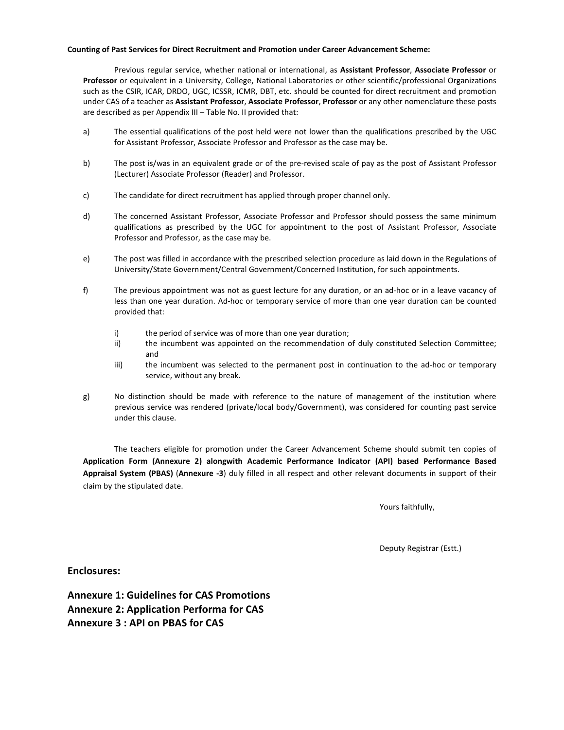**Counting of Past Services for Direct Recruitment and Promotion under Career Advancement Scheme:**

Previous regular service, whether national or international, as **Assistant Professor**, **Associate Professor** or **Professor** or equivalent in a University, College, National Laboratories or other scientific/professional Organizations such as the CSIR, ICAR, DRDO, UGC, ICSSR, ICMR, DBT, etc. should be counted for direct recruitment and promotion under CAS of a teacher as **Assistant Professor**, **Associate Professor**, **Professor** or any other nomenclature these posts are described as per Appendix III – Table No. II provided that:

a) The essential qualifications of the post held were not lower than the qualifications prescribed by the UGC for Assistant Professor, Associate Professor and Professor as the case may be.

b) The post is/was in an equivalent grade or of the pre-revised scale of pay as the post of Assistant Professor (Lecturer) Associate Professor (Reader) and Professor.

c) The candidate for direct recruitment has applied through proper channel only.

d) The concerned Assistant Professor, Associate Professor and Professor should possess the same minimum qualifications as prescribed by the UGC for appointment to the post of Assistant Professor, Associate Professor and Professor, as the case may be.

e) The post was filled in accordance with the prescribed selection procedure as laid down in the Regulations of University/State Government/Central Government/Concerned Institution, for such appointments.

f) The previous appointment was not as guest lecture for any duration, or an ad-hoc or in a leave vacancy of less than one year duration. Ad-hoc or temporary service of more than one year duration can be counted provided that:

   i) the period of service was of more than one year duration;
   ii) the incumbent was appointed on the recommendation of duly constituted Selection Committee; and
   iii) the incumbent was selected to the permanent post in continuation to the ad-hoc or temporary service, without any break.

g) No distinction should be made with reference to the nature of management of the institution where previous service was rendered (private/local body/Government), was considered for counting past service under this clause.

The teachers eligible for promotion under the Career Advancement Scheme should submit ten copies of **Application Form (Annexure 2) alongwith Academic Performance Indicator (API) based Performance Based Appraisal System (PBAS)** (**Annexure -3**) duly filled in all respect and other relevant documents in support of their claim by the stipulated date.

Yours faithfully,

Deputy Registrar (Estt.)

## Enclosures:

## Annexure 1: Guidelines for CAS Promotions
## Annexure 2: Application Performa for CAS
## Annexure 3 : API on PBAS for CAS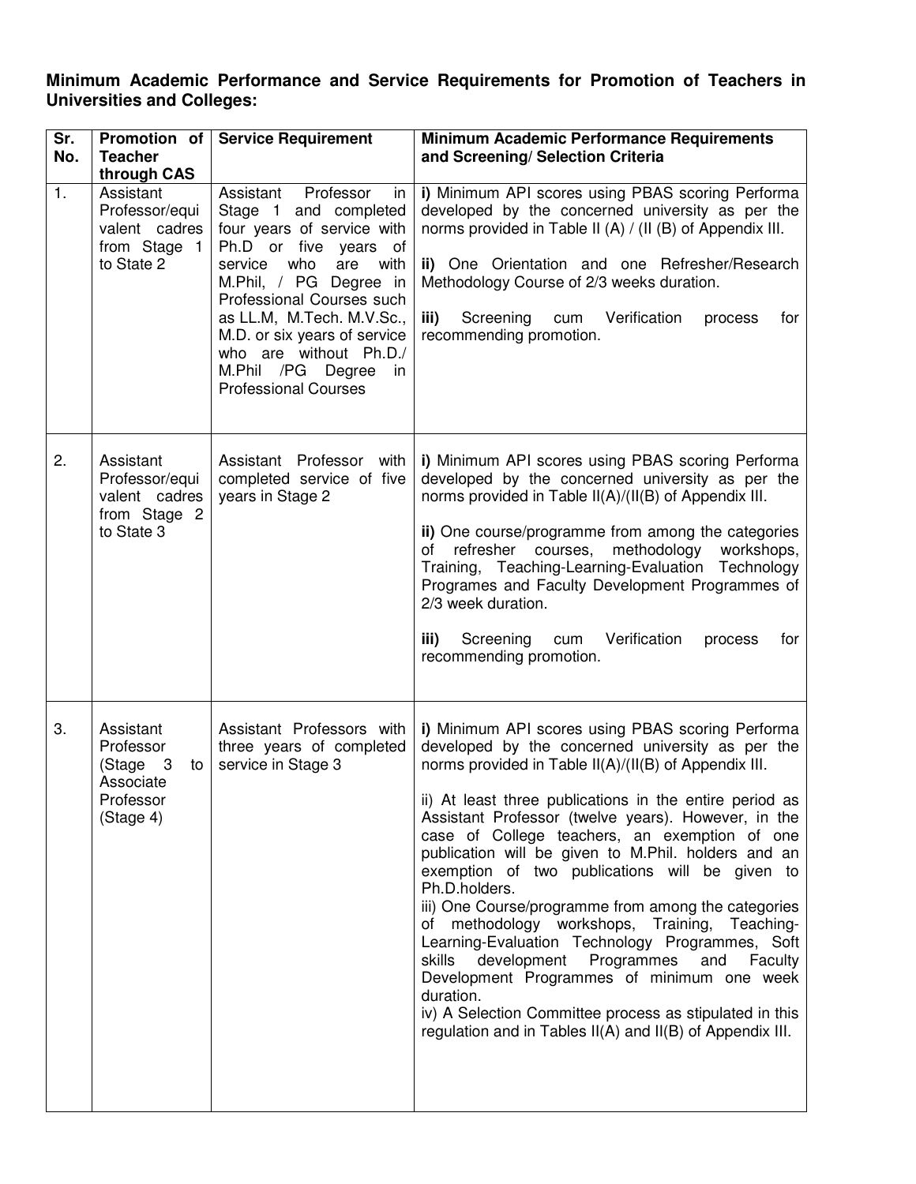**Minimum Academic Performance and Service Requirements for Promotion of Teachers in Universities and Colleges:**

| Sr. No. | Promotion of Teacher through CAS | Service Requirement | Minimum Academic Performance Requirements and Screening/ Selection Criteria |
|---|---|---|---|
| 1. | Assistant Professor/equivalent cadres from Stage 1 to State 2 | Assistant Professor in Stage 1 and completed four years of service with Ph.D or five years of service who are with M.Phil, / PG Degree in Professional Courses such as LL.M, M.Tech. M.V.Sc., M.D. or six years of service who are without Ph.D./ M.Phil /PG Degree in Professional Courses | **i)** Minimum API scores using PBAS scoring Performa developed by the concerned university as per the norms provided in Table II (A) / (II (B) of Appendix III.<br><br>**ii)** One Orientation and one Refresher/Research Methodology Course of 2/3 weeks duration.<br><br>**iii)** Screening cum Verification process for recommending promotion. |
| 2. | Assistant Professor/equivalent cadres from Stage 2 to State 3 | Assistant Professor with completed service of five years in Stage 2 | **i)** Minimum API scores using PBAS scoring Performa developed by the concerned university as per the norms provided in Table II(A)/(II(B) of Appendix III.<br><br>**ii)** One course/programme from among the categories of refresher courses, methodology workshops, Training, Teaching-Learning-Evaluation Technology Programes and Faculty Development Programmes of 2/3 week duration.<br><br>**iii)** Screening cum Verification process for recommending promotion. |
| 3. | Assistant Professor (Stage 3 to Associate Professor (Stage 4) | Assistant Professors with three years of completed service in Stage 3 | **i)** Minimum API scores using PBAS scoring Performa developed by the concerned university as per the norms provided in Table II(A)/(II(B) of Appendix III.<br><br>ii) At least three publications in the entire period as Assistant Professor (twelve years). However, in the case of College teachers, an exemption of one publication will be given to M.Phil. holders and an exemption of two publications will be given to Ph.D.holders.<br>iii) One Course/programme from among the categories of methodology workshops, Training, Teaching-Learning-Evaluation Technology Programmes, Soft skills development Programmes and Faculty Development Programmes of minimum one week duration.<br>iv) A Selection Committee process as stipulated in this regulation and in Tables II(A) and II(B) of Appendix III. |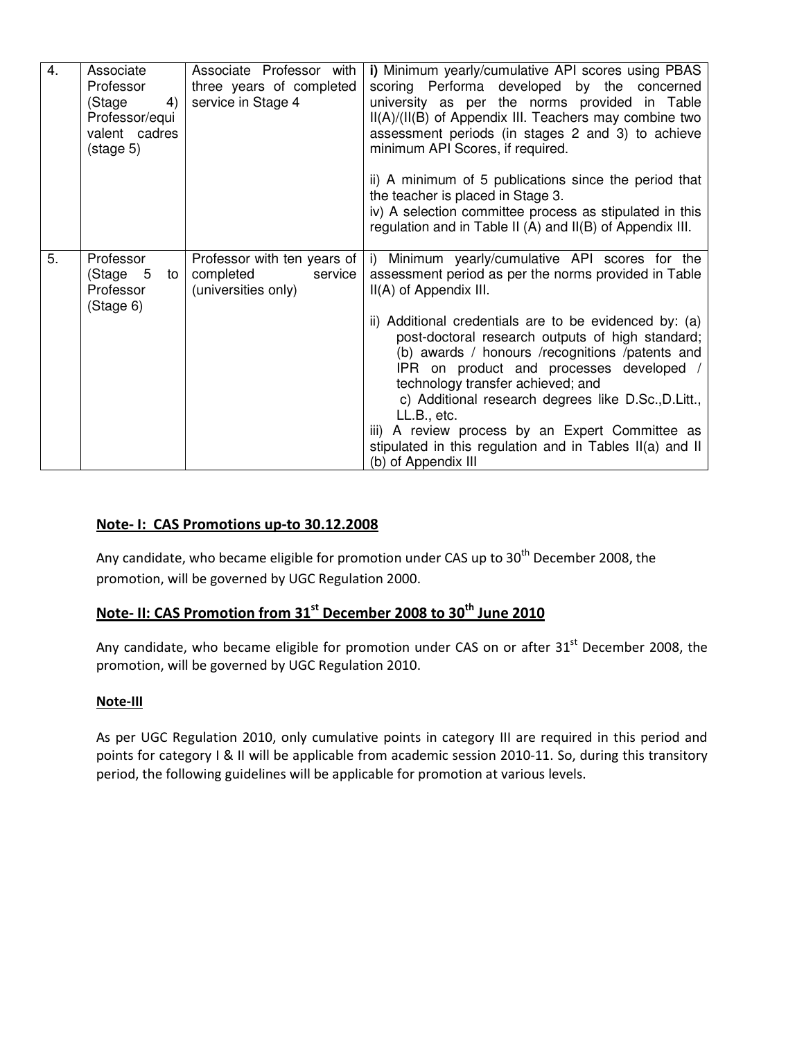| 4. | Associate Professor (Stage 4) Professor/equivalent cadres (stage 5) | Associate Professor with three years of completed service in Stage 4 | **i)** Minimum yearly/cumulative API scores using PBAS scoring Performa developed by the concerned university as per the norms provided in Table II(A)/(II(B) of Appendix III. Teachers may combine two assessment periods (in stages 2 and 3) to achieve minimum API Scores, if required.<br><br>ii) A minimum of 5 publications since the period that the teacher is placed in Stage 3.<br>iv) A selection committee process as stipulated in this regulation and in Table II (A) and II(B) of Appendix III. |
|---|---|---|---|
| 5. | Professor (Stage 5 to Professor (Stage 6) | Professor with ten years of completed service (universities only) | i) Minimum yearly/cumulative API scores for the assessment period as per the norms provided in Table II(A) of Appendix III.<br><br>ii) Additional credentials are to be evidenced by: (a) post-doctoral research outputs of high standard; (b) awards / honours /recognitions /patents and IPR on product and processes developed / technology transfer achieved; and c) Additional research degrees like D.Sc.,D.Litt., LL.B., etc.<br>iii) A review process by an Expert Committee as stipulated in this regulation and in Tables II(a) and II (b) of Appendix III |

**Note- I: CAS Promotions up-to 30.12.2008**

Any candidate, who became eligible for promotion under CAS up to 30th December 2008, the promotion, will be governed by UGC Regulation 2000.

## Note- II: CAS Promotion from 31st December 2008 to 30th June 2010

Any candidate, who became eligible for promotion under CAS on or after 31st December 2008, the promotion, will be governed by UGC Regulation 2010.

**Note-III**

As per UGC Regulation 2010, only cumulative points in category III are required in this period and points for category I & II will be applicable from academic session 2010-11. So, during this transitory period, the following guidelines will be applicable for promotion at various levels.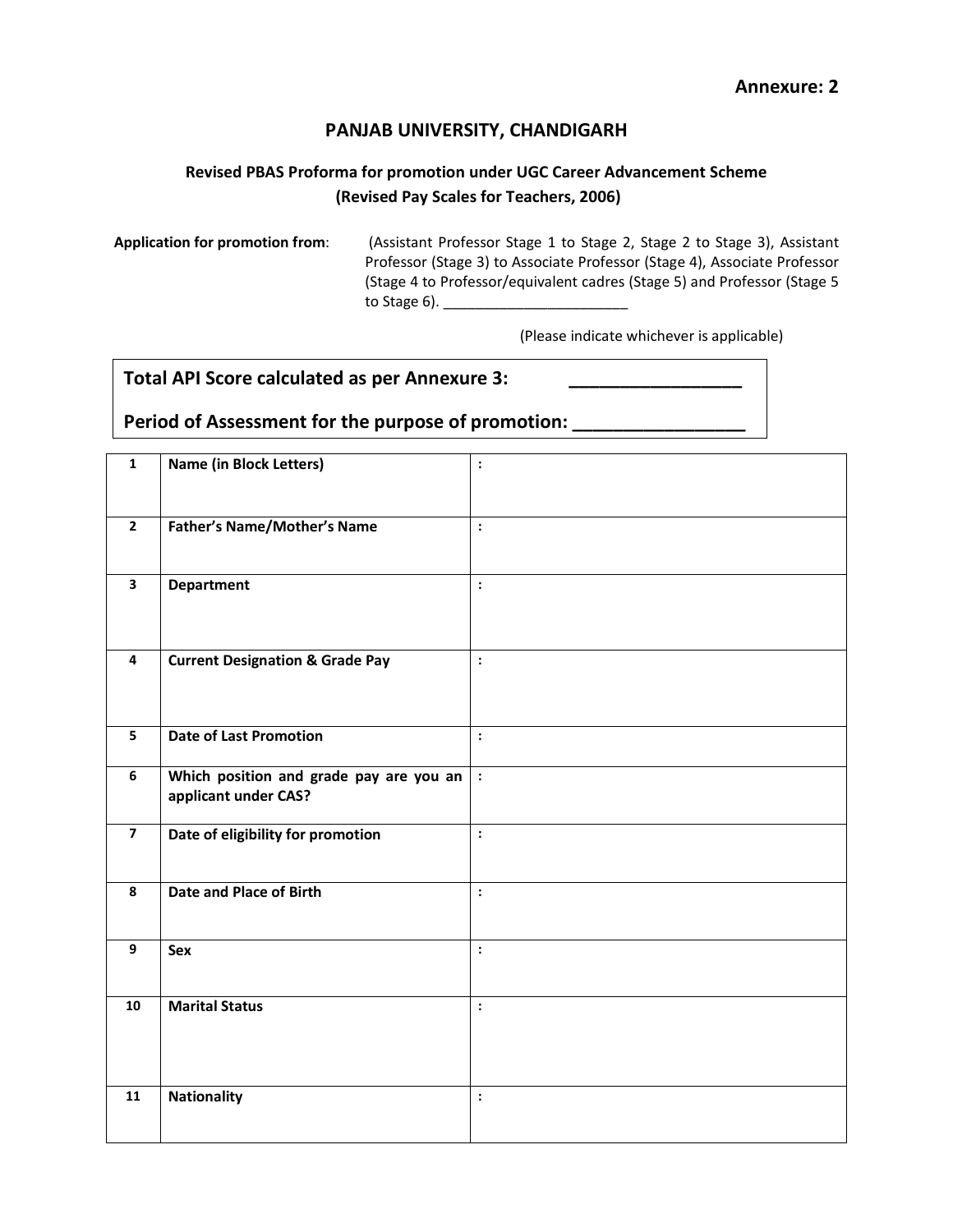**Annexure: 2**

## PANJAB UNIVERSITY, CHANDIGARH

### Revised PBAS Proforma for promotion under UGC Career Advancement Scheme (Revised Pay Scales for Teachers, 2006)

**Application for promotion from**: (Assistant Professor Stage 1 to Stage 2, Stage 2 to Stage 3), Assistant Professor (Stage 3) to Associate Professor (Stage 4), Associate Professor (Stage 4 to Professor/equivalent cadres (Stage 5) and Professor (Stage 5 to Stage 6). _______________________

(Please indicate whichever is applicable)

**Total API Score calculated as per Annexure 3: _________________**

**Period of Assessment for the purpose of promotion: _________________**

| | | |
|---|---|---|
| **1** | **Name (in Block Letters)** | : |
| **2** | **Father's Name/Mother's Name** | : |
| **3** | **Department** | : |
| **4** | **Current Designation & Grade Pay** | : |
| **5** | **Date of Last Promotion** | : |
| **6** | **Which position and grade pay are you an applicant under CAS?** | : |
| **7** | **Date of eligibility for promotion** | : |
| **8** | **Date and Place of Birth** | : |
| **9** | **Sex** | : |
| **10** | **Marital Status** | : |
| **11** | **Nationality** | : |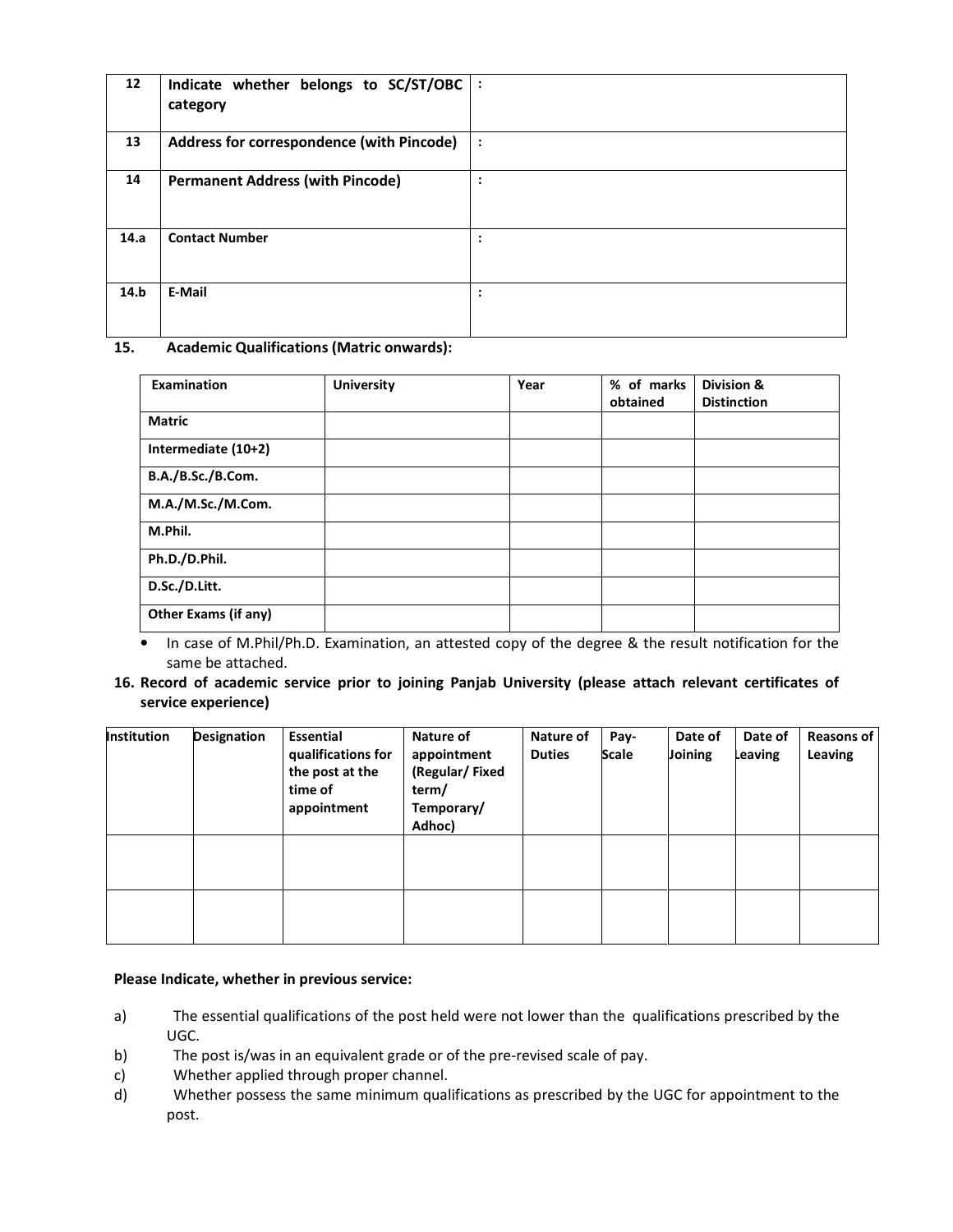| 12 | **Indicate whether belongs to SC/ST/OBC category** | : |
|---|---|---|
| 13 | **Address for correspondence (with Pincode)** | : |
| 14 | **Permanent Address (with Pincode)** | : |
| 14.a | **Contact Number** | : |
| 14.b | **E-Mail** | : |

**15. Academic Qualifications (Matric onwards):**

| Examination | University | Year | % of marks obtained | Division & Distinction |
|---|---|---|---|---|
| **Matric** | | | | |
| **Intermediate (10+2)** | | | | |
| **B.A./B.Sc./B.Com.** | | | | |
| **M.A./M.Sc./M.Com.** | | | | |
| **M.Phil.** | | | | |
| **Ph.D./D.Phil.** | | | | |
| **D.Sc./D.Litt.** | | | | |
| **Other Exams (if any)** | | | | |

- In case of M.Phil/Ph.D. Examination, an attested copy of the degree & the result notification for the same be attached.

**16. Record of academic service prior to joining Panjab University (please attach relevant certificates of service experience)**

| Institution | Designation | Essential qualifications for the post at the time of appointment | Nature of appointment (Regular/ Fixed term/ Temporary/ Adhoc) | Nature of Duties | Pay-Scale | Date of Joining | Date of Leaving | Reasons of Leaving |
|---|---|---|---|---|---|---|---|---|
| | | | | | | | | |
| | | | | | | | | |

**Please Indicate, whether in previous service:**

a) The essential qualifications of the post held were not lower than the qualifications prescribed by the UGC.

b) The post is/was in an equivalent grade or of the pre-revised scale of pay.

c) Whether applied through proper channel.

d) Whether possess the same minimum qualifications as prescribed by the UGC for appointment to the post.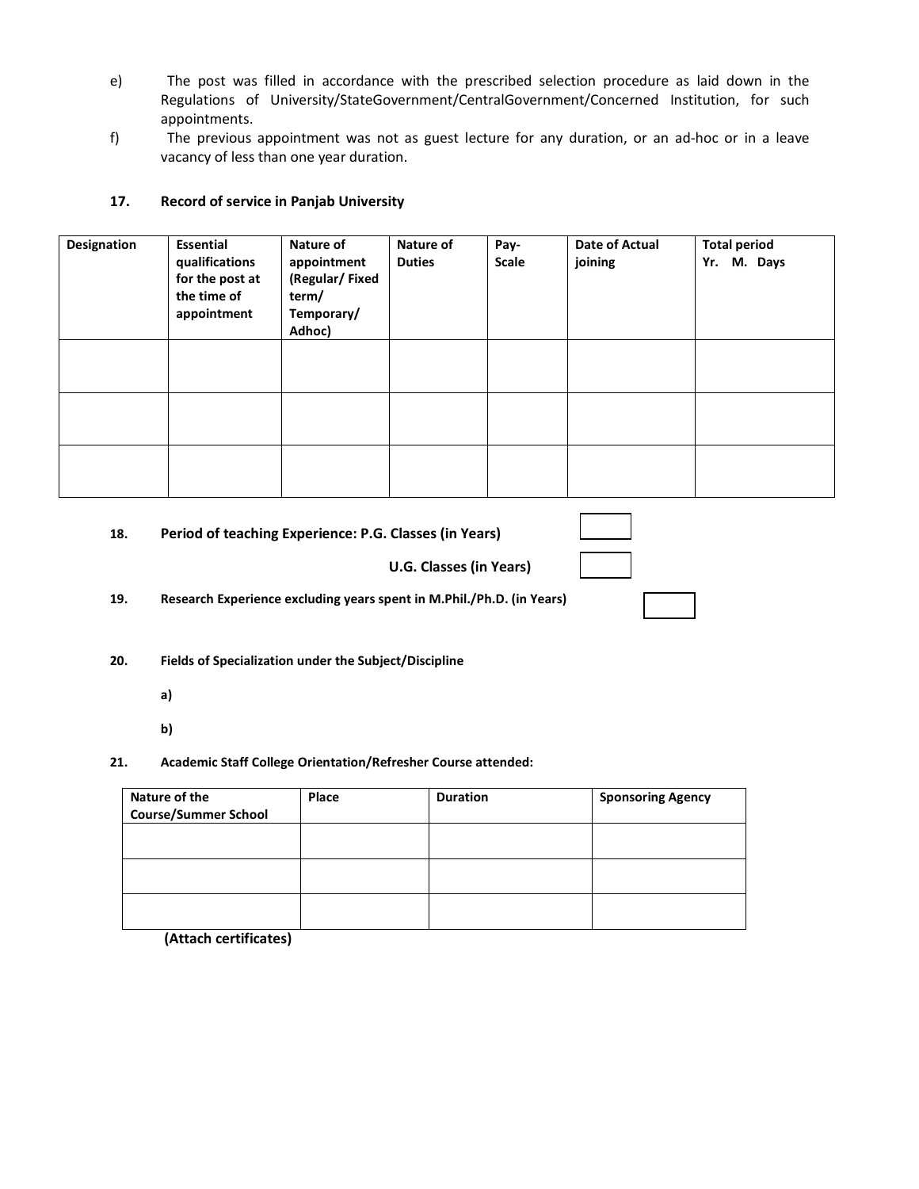e) The post was filled in accordance with the prescribed selection procedure as laid down in the Regulations of University/StateGovernment/CentralGovernment/Concerned Institution, for such appointments.

f) The previous appointment was not as guest lecture for any duration, or an ad-hoc or in a leave vacancy of less than one year duration.

**17. Record of service in Panjab University**

| Designation | Essential qualifications for the post at the time of appointment | Nature of appointment (Regular/ Fixed term/ Temporary/ Adhoc) | Nature of Duties | Pay-Scale | Date of Actual joining | Total period Yr. M. Days |
|---|---|---|---|---|---|---|
| | | | | | | |
| | | | | | | |
| | | | | | | |

**18. Period of teaching Experience: P.G. Classes (in Years)** [ ]

**U.G. Classes (in Years)** [ ]

**19. Research Experience excluding years spent in M.Phil./Ph.D. (in Years)** [ ]

**20. Fields of Specialization under the Subject/Discipline**

**a)**

**b)**

**21. Academic Staff College Orientation/Refresher Course attended:**

| Nature of the Course/Summer School | Place | Duration | Sponsoring Agency |
|---|---|---|---|
| | | | |
| | | | |
| | | | |

**(Attach certificates)**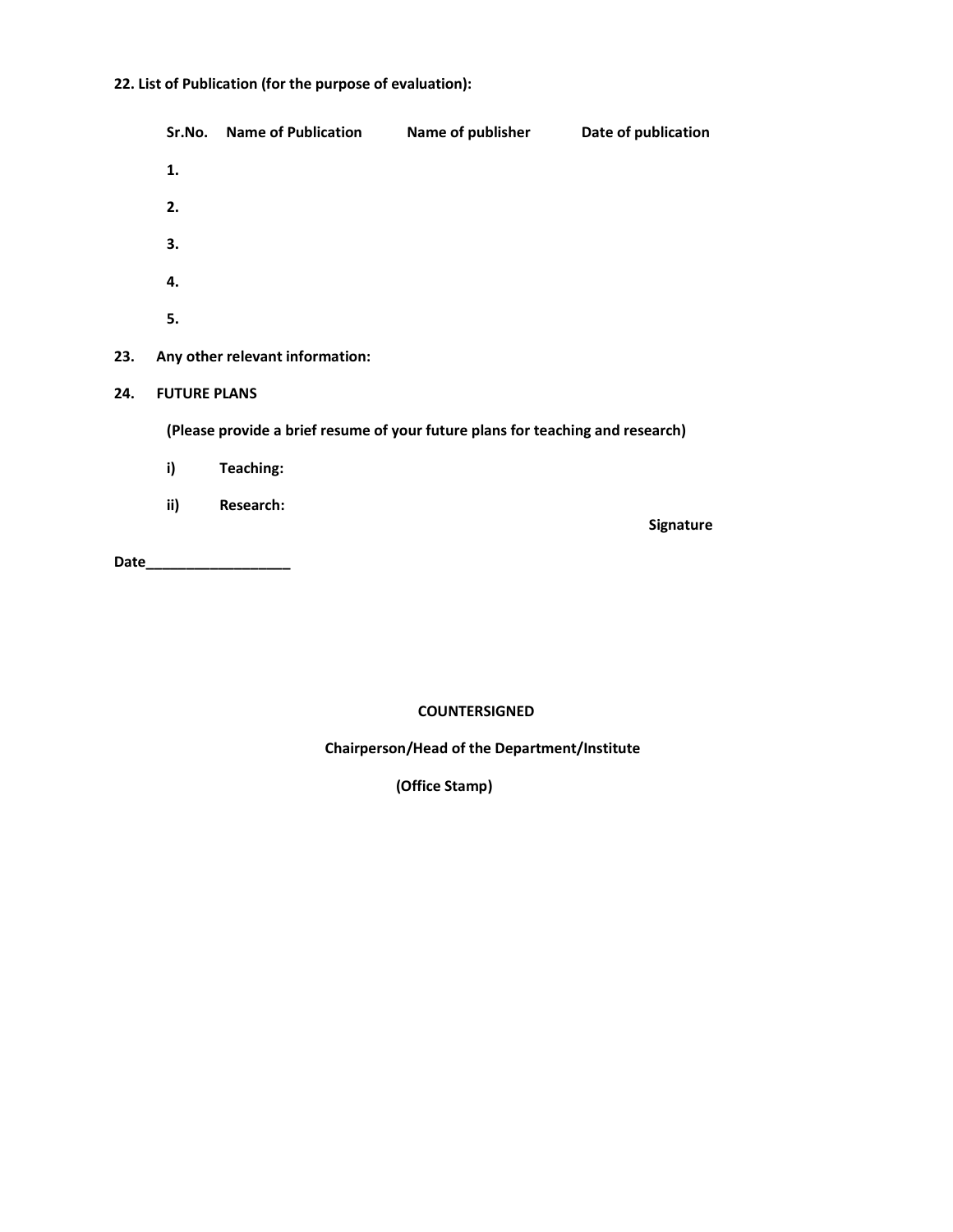**22. List of Publication (for the purpose of evaluation):**

| Sr.No. | Name of Publication | Name of publisher | Date of publication |
|---|---|---|---|
| 1. | | | |
| 2. | | | |
| 3. | | | |
| 4. | | | |
| 5. | | | |

**23. Any other relevant information:**

**24. FUTURE PLANS**

**(Please provide a brief resume of your future plans for teaching and research)**

**i) Teaching:**

**ii) Research:**

**Signature**

**Date__________________**

**COUNTERSIGNED**

**Chairperson/Head of the Department/Institute**

**(Office Stamp)**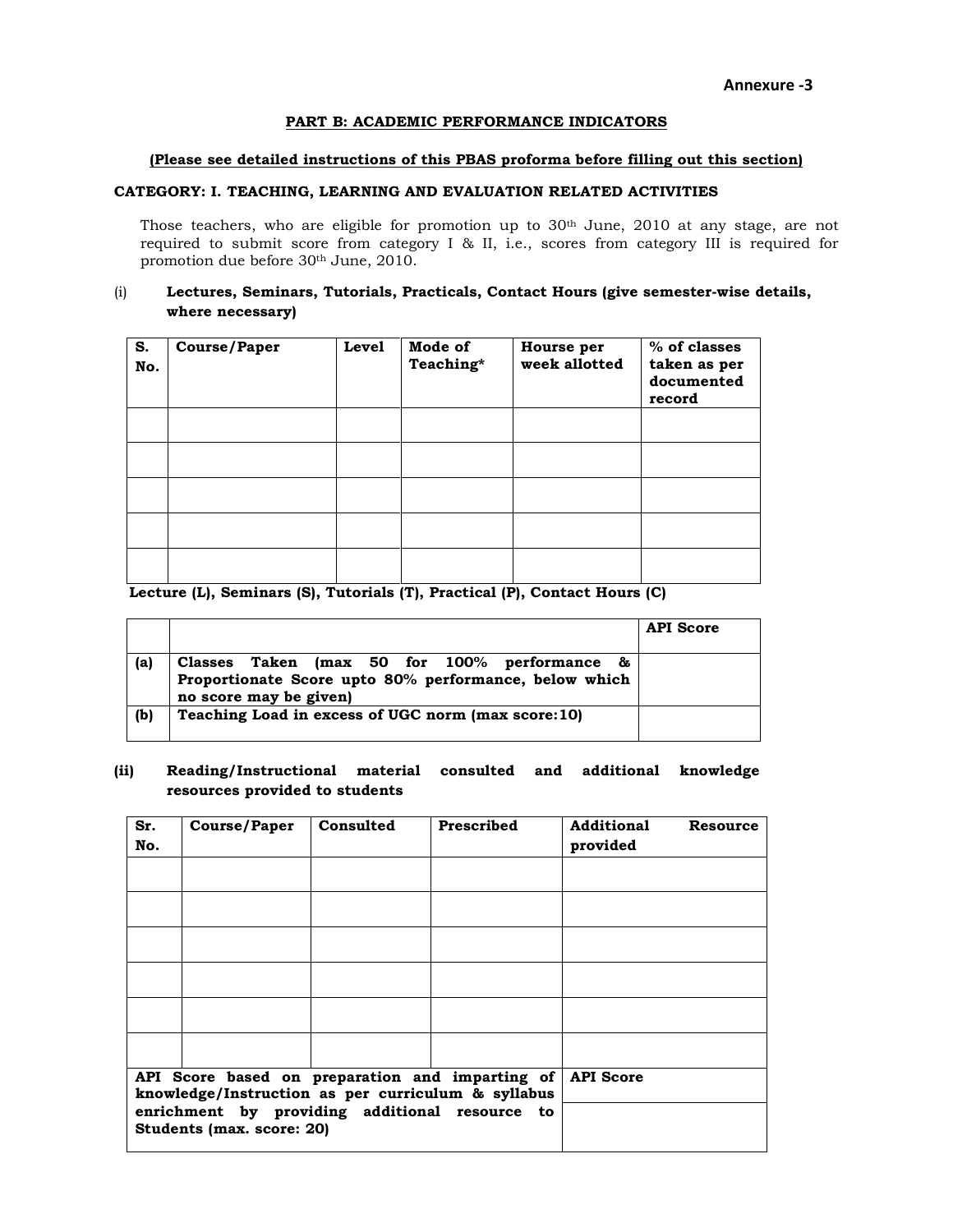Annexure -3

## PART B: ACADEMIC PERFORMANCE INDICATORS

**(Please see detailed instructions of this PBAS proforma before filling out this section)**

### CATEGORY: I. TEACHING, LEARNING AND EVALUATION RELATED ACTIVITIES

Those teachers, who are eligible for promotion up to 30th June, 2010 at any stage, are not required to submit score from category I & II, i.e., scores from category III is required for promotion due before 30th June, 2010.

(i) **Lectures, Seminars, Tutorials, Practicals, Contact Hours (give semester-wise details, where necessary)**

| S. No. | Course/Paper | Level | Mode of Teaching* | Hourse per week allotted | % of classes taken as per documented record |
|---|---|---|---|---|---|
| | | | | | |
| | | | | | |
| | | | | | |
| | | | | | |
| | | | | | |

**Lecture (L), Seminars (S), Tutorials (T), Practical (P), Contact Hours (C)**

| | | API Score |
|---|---|---|
| (a) | Classes Taken (max 50 for 100% performance & Proportionate Score upto 80% performance, below which no score may be given) | |
| (b) | Teaching Load in excess of UGC norm (max score:10) | |

**(ii) Reading/Instructional material consulted and additional knowledge resources provided to students**

| Sr. No. | Course/Paper | Consulted | Prescribed | Additional Resource provided |
|---|---|---|---|---|
| | | | | |
| | | | | |
| | | | | |
| | | | | |
| | | | | |
| | | | | |
| API Score based on preparation and imparting of knowledge/Instruction as per curriculum & syllabus enrichment by providing additional resource to Students (max. score: 20) | | | | API Score |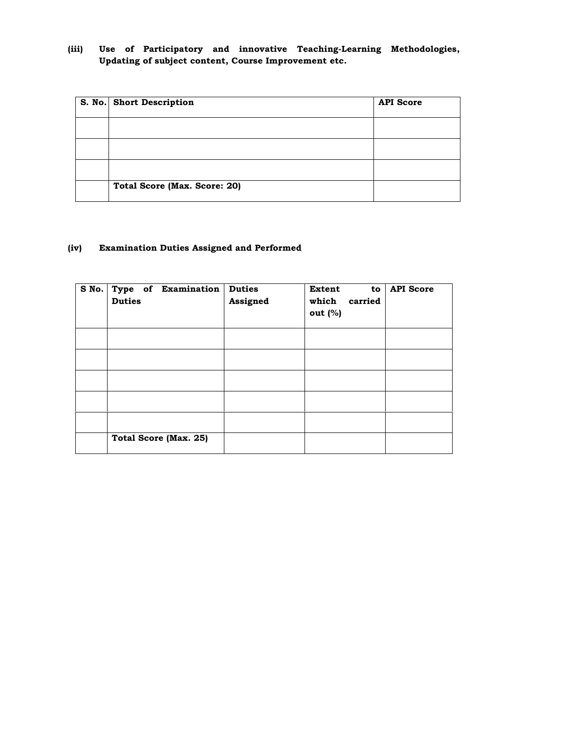**(iii) Use of Participatory and innovative Teaching-Learning Methodologies, Updating of subject content, Course Improvement etc.**

| S. No. | Short Description | API Score |
|---|---|---|
| | | |
| | | |
| | | |
| | **Total Score (Max. Score: 20)** | |

**(iv) Examination Duties Assigned and Performed**

| S No. | Type of Examination Duties | Duties Assigned | Extent to which carried out (%) | API Score |
|---|---|---|---|---|
| | | | | |
| | | | | |
| | | | | |
| | | | | |
| | | | | |
| | **Total Score (Max. 25)** | | | |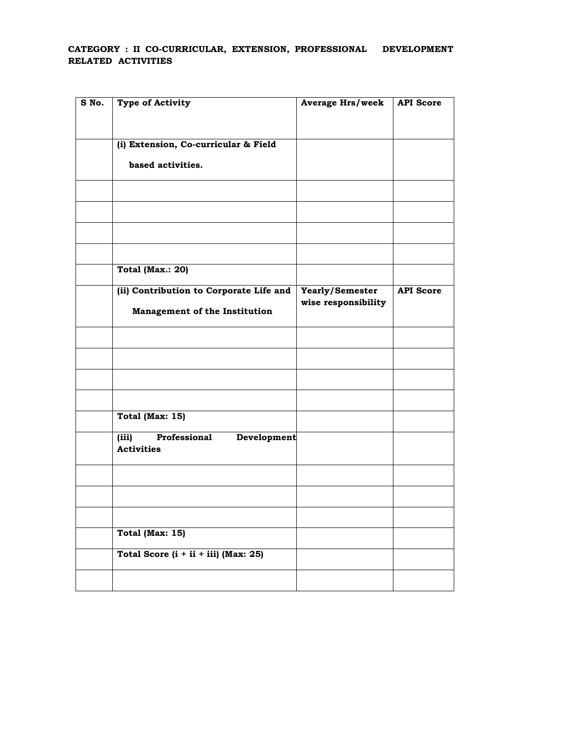**CATEGORY : II CO-CURRICULAR, EXTENSION, PROFESSIONAL DEVELOPMENT RELATED ACTIVITIES**

| S No. | Type of Activity | Average Hrs/week | API Score |
|---|---|---|---|
| | **(i) Extension, Co-curricular & Field based activities.** | | |
| | | | |
| | | | |
| | | | |
| | | | |
| | **Total (Max.: 20)** | | |
| | **(ii) Contribution to Corporate Life and Management of the Institution** | **Yearly/Semester wise responsibility** | **API Score** |
| | | | |
| | | | |
| | | | |
| | | | |
| | **Total (Max: 15)** | | |
| | **(iii) Professional Development Activities** | | |
| | | | |
| | | | |
| | | | |
| | **Total (Max: 15)** | | |
| | **Total Score (i + ii + iii) (Max: 25)** | | |
| | | | |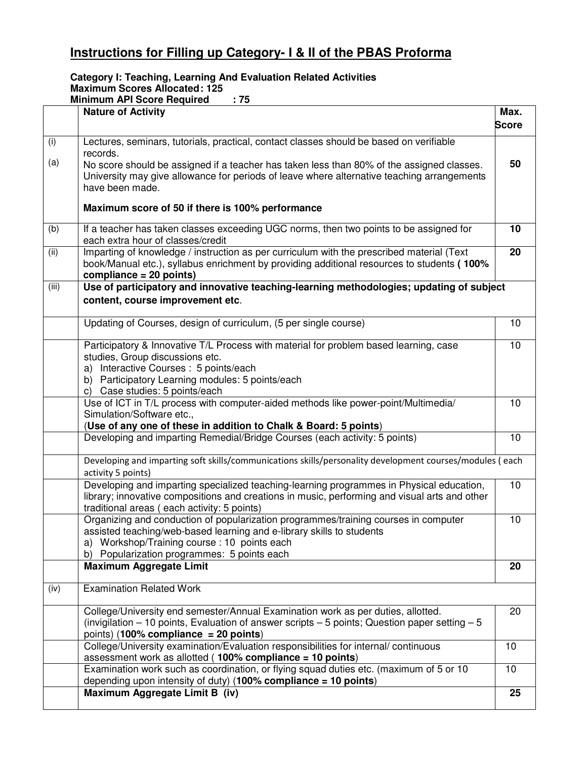## Instructions for Filling up Category- I & II of the PBAS Proforma

**Category I: Teaching, Learning And Evaluation Related Activities**
**Maximum Scores Allocated: 125**
**Minimum API Score Required : 75**

| | **Nature of Activity** | **Max. Score** |
|---|---|---|
| (i)<br><br>(a) | Lectures, seminars, tutorials, practical, contact classes should be based on verifiable records.<br>No score should be assigned if a teacher has taken less than 80% of the assigned classes. University may give allowance for periods of leave where alternative teaching arrangements have been made.<br><br>**Maximum score of 50 if there is 100% performance** | **50** |
| (b) | If a teacher has taken classes exceeding UGC norms, then two points to be assigned for each extra hour of classes/credit | **10** |
| (ii) | Imparting of knowledge / instruction as per curriculum with the prescribed material (Text book/Manual etc.), syllabus enrichment by providing additional resources to students **( 100% compliance = 20 points)** | **20** |
| (iii) | **Use of participatory and innovative teaching-learning methodologies; updating of subject content, course improvement etc**. | |
| | Updating of Courses, design of curriculum, (5 per single course) | 10 |
| | Participatory & Innovative T/L Process with material for problem based learning, case studies, Group discussions etc.<br>a) Interactive Courses : 5 points/each<br>b) Participatory Learning modules: 5 points/each<br>c) Case studies: 5 points/each | 10 |
| | Use of ICT in T/L process with computer-aided methods like power-point/Multimedia/ Simulation/Software etc.,<br>(**Use of any one of these in addition to Chalk & Board: 5 points**) | 10 |
| | Developing and imparting Remedial/Bridge Courses (each activity: 5 points) | 10 |
| | Developing and imparting soft skills/communications skills/personality development courses/modules ( each activity 5 points) | |
| | Developing and imparting specialized teaching-learning programmes in Physical education, library; innovative compositions and creations in music, performing and visual arts and other traditional areas ( each activity: 5 points) | 10 |
| | Organizing and conduction of popularization programmes/training courses in computer assisted teaching/web-based learning and e-library skills to students<br>a) Workshop/Training course : 10 points each<br>b) Popularization programmes: 5 points each | 10 |
| | **Maximum Aggregate Limit** | **20** |
| (iv) | Examination Related Work | |
| | College/University end semester/Annual Examination work as per duties, allotted. (invigilation – 10 points, Evaluation of answer scripts – 5 points; Question paper setting – 5 points) (**100% compliance = 20 points**) | 20 |
| | College/University examination/Evaluation responsibilities for internal/ continuous assessment work as allotted ( **100% compliance = 10 points**) | 10 |
| | Examination work such as coordination, or flying squad duties etc. (maximum of 5 or 10 depending upon intensity of duty) (**100% compliance = 10 points**) | 10 |
| | **Maximum Aggregate Limit B (iv)** | **25** |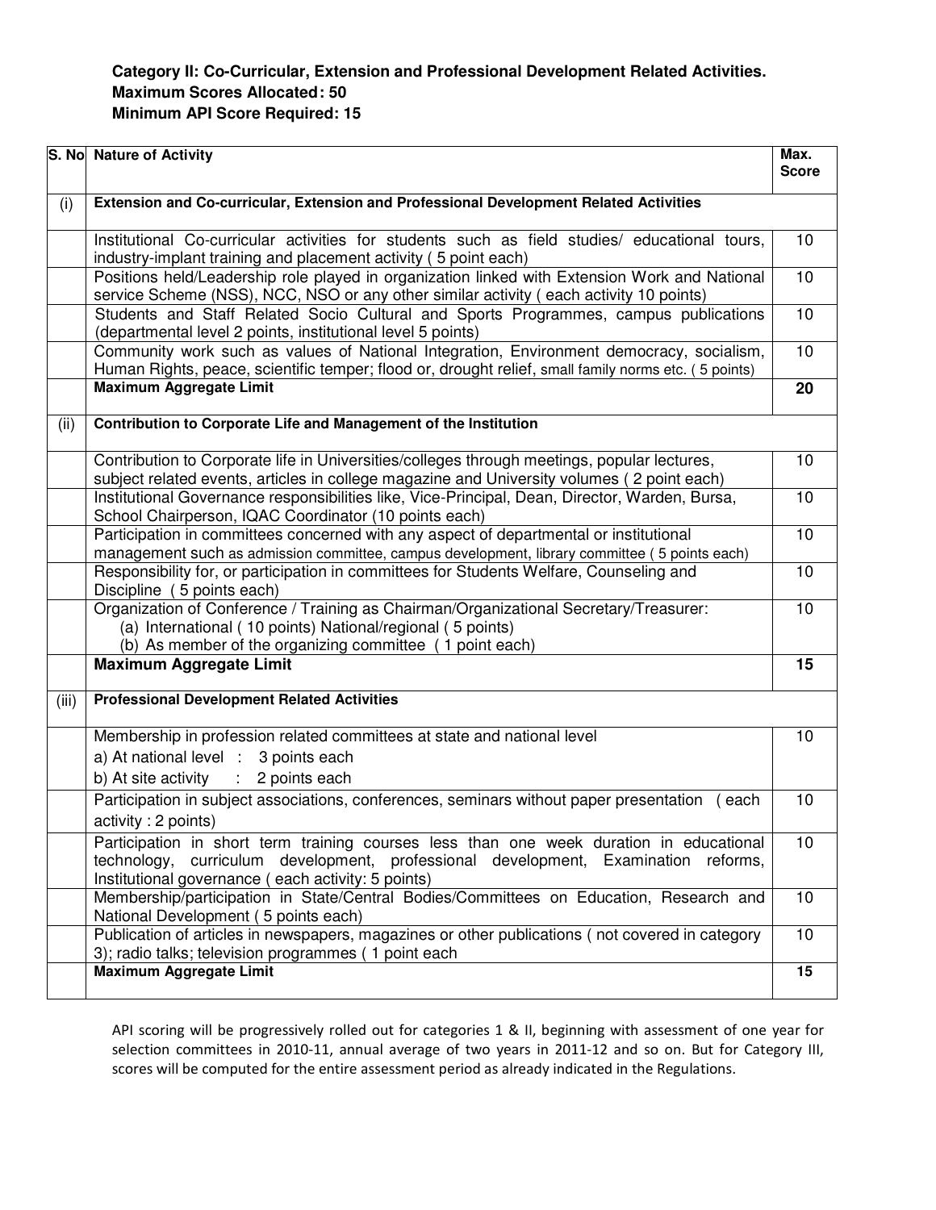**Category II: Co-Curricular, Extension and Professional Development Related Activities.**
**Maximum Scores Allocated: 50**
**Minimum API Score Required: 15**

| S. No | Nature of Activity | Max. Score |
|---|---|---|
| (i) | **Extension and Co-curricular, Extension and Professional Development Related Activities** | |
| | Institutional Co-curricular activities for students such as field studies/ educational tours, industry-implant training and placement activity ( 5 point each) | 10 |
| | Positions held/Leadership role played in organization linked with Extension Work and National service Scheme (NSS), NCC, NSO or any other similar activity ( each activity 10 points) | 10 |
| | Students and Staff Related Socio Cultural and Sports Programmes, campus publications (departmental level 2 points, institutional level 5 points) | 10 |
| | Community work such as values of National Integration, Environment democracy, socialism, Human Rights, peace, scientific temper; flood or, drought relief, small family norms etc. ( 5 points) | 10 |
| | **Maximum Aggregate Limit** | **20** |
| (ii) | **Contribution to Corporate Life and Management of the Institution** | |
| | Contribution to Corporate life in Universities/colleges through meetings, popular lectures, subject related events, articles in college magazine and University volumes ( 2 point each) | 10 |
| | Institutional Governance responsibilities like, Vice-Principal, Dean, Director, Warden, Bursa, School Chairperson, IQAC Coordinator (10 points each) | 10 |
| | Participation in committees concerned with any aspect of departmental or institutional management such as admission committee, campus development, library committee ( 5 points each) | 10 |
| | Responsibility for, or participation in committees for Students Welfare, Counseling and Discipline ( 5 points each) | 10 |
| | Organization of Conference / Training as Chairman/Organizational Secretary/Treasurer: (a) International ( 10 points) National/regional ( 5 points) (b) As member of the organizing committee ( 1 point each) | 10 |
| | **Maximum Aggregate Limit** | **15** |
| (iii) | **Professional Development Related Activities** | |
| | Membership in profession related committees at state and national level a) At national level : 3 points each b) At site activity : 2 points each | 10 |
| | Participation in subject associations, conferences, seminars without paper presentation ( each activity : 2 points) | 10 |
| | Participation in short term training courses less than one week duration in educational technology, curriculum development, professional development, Examination reforms, Institutional governance ( each activity: 5 points) | 10 |
| | Membership/participation in State/Central Bodies/Committees on Education, Research and National Development ( 5 points each) | 10 |
| | Publication of articles in newspapers, magazines or other publications ( not covered in category 3); radio talks; television programmes ( 1 point each | 10 |
| | **Maximum Aggregate Limit** | **15** |

API scoring will be progressively rolled out for categories 1 & II, beginning with assessment of one year for selection committees in 2010-11, annual average of two years in 2011-12 and so on. But for Category III, scores will be computed for the entire assessment period as already indicated in the Regulations.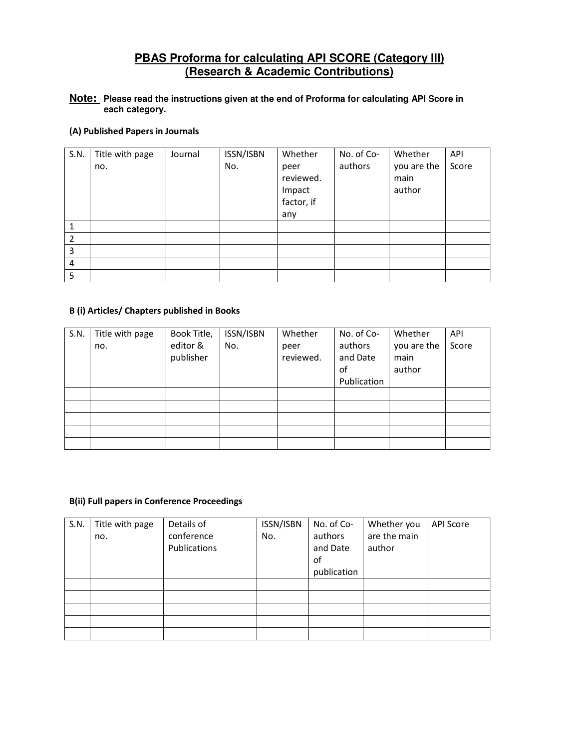# PBAS Proforma for calculating API SCORE (Category III)
## (Research & Academic Contributions)

**Note:** **Please read the instructions given at the end of Proforma for calculating API Score in each category.**

**(A) Published Papers in Journals**

| S.N. | Title with page no. | Journal | ISSN/ISBN No. | Whether peer reviewed. Impact factor, if any | No. of Co-authors | Whether you are the main author | API Score |
|---|---|---|---|---|---|---|---|
| 1 | | | | | | | |
| 2 | | | | | | | |
| 3 | | | | | | | |
| 4 | | | | | | | |
| 5 | | | | | | | |

**B (i) Articles/ Chapters published in Books**

| S.N. | Title with page no. | Book Title, editor & publisher | ISSN/ISBN No. | Whether peer reviewed. | No. of Co-authors and Date of Publication | Whether you are the main author | API Score |
|---|---|---|---|---|---|---|---|
| | | | | | | | |
| | | | | | | | |
| | | | | | | | |
| | | | | | | | |
| | | | | | | | |

**B(ii) Full papers in Conference Proceedings**

| S.N. | Title with page no. | Details of conference Publications | ISSN/ISBN No. | No. of Co-authors and Date of publication | Whether you are the main author | API Score |
|---|---|---|---|---|---|---|
| | | | | | | |
| | | | | | | |
| | | | | | | |
| | | | | | | |
| | | | | | | |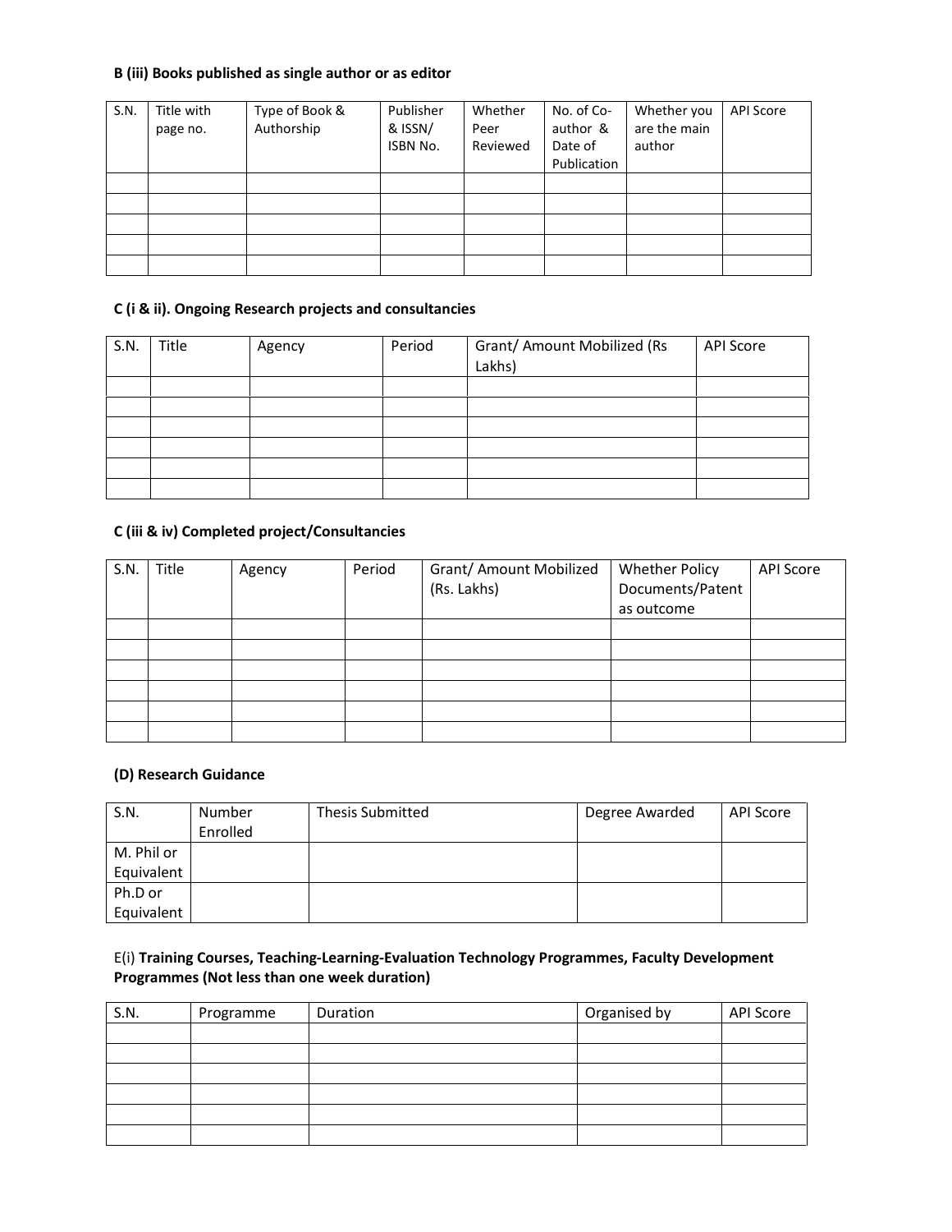**B (iii) Books published as single author or as editor**

| S.N. | Title with page no. | Type of Book & Authorship | Publisher & ISSN/ ISBN No. | Whether Peer Reviewed | No. of Co-author & Date of Publication | Whether you are the main author | API Score |
|---|---|---|---|---|---|---|---|
| | | | | | | | |
| | | | | | | | |
| | | | | | | | |
| | | | | | | | |
| | | | | | | | |

**C (i & ii). Ongoing Research projects and consultancies**

| S.N. | Title | Agency | Period | Grant/ Amount Mobilized (Rs Lakhs) | API Score |
|---|---|---|---|---|---|
| | | | | | |
| | | | | | |
| | | | | | |
| | | | | | |
| | | | | | |
| | | | | | |

**C (iii & iv) Completed project/Consultancies**

| S.N. | Title | Agency | Period | Grant/ Amount Mobilized (Rs. Lakhs) | Whether Policy Documents/Patent as outcome | API Score |
|---|---|---|---|---|---|---|
| | | | | | | |
| | | | | | | |
| | | | | | | |
| | | | | | | |
| | | | | | | |
| | | | | | | |

**(D) Research Guidance**

| S.N. | Number Enrolled | Thesis Submitted | Degree Awarded | API Score |
|---|---|---|---|---|
| M. Phil or Equivalent | | | | |
| Ph.D or Equivalent | | | | |

E(i) **Training Courses, Teaching-Learning-Evaluation Technology Programmes, Faculty Development Programmes (Not less than one week duration)**

| S.N. | Programme | Duration | Organised by | API Score |
|---|---|---|---|---|
| | | | | |
| | | | | |
| | | | | |
| | | | | |
| | | | | |
| | | | | |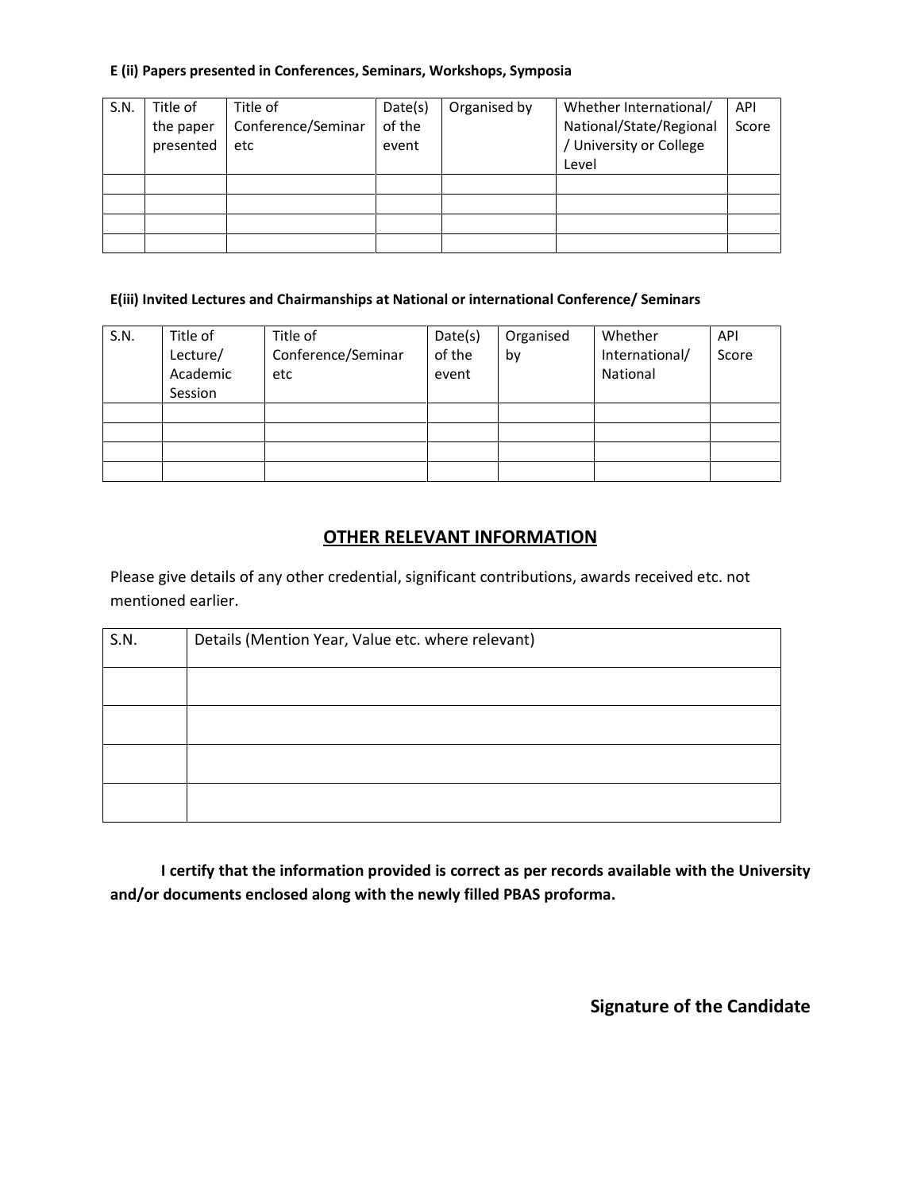**E (ii) Papers presented in Conferences, Seminars, Workshops, Symposia**

| S.N. | Title of the paper presented | Title of Conference/Seminar etc | Date(s) of the event | Organised by | Whether International/ National/State/Regional / University or College Level | API Score |
|---|---|---|---|---|---|---|
| | | | | | | |
| | | | | | | |
| | | | | | | |
| | | | | | | |

**E(iii) Invited Lectures and Chairmanships at National or international Conference/ Seminars**

| S.N. | Title of Lecture/ Academic Session | Title of Conference/Seminar etc | Date(s) of the event | Organised by | Whether International/ National | API Score |
|---|---|---|---|---|---|---|
| | | | | | | |
| | | | | | | |
| | | | | | | |
| | | | | | | |

## OTHER RELEVANT INFORMATION

Please give details of any other credential, significant contributions, awards received etc. not mentioned earlier.

| S.N. | Details (Mention Year, Value etc. where relevant) |
|---|---|
| | |
| | |
| | |
| | |

**I certify that the information provided is correct as per records available with the University and/or documents enclosed along with the newly filled PBAS proforma.**

**Signature of the Candidate**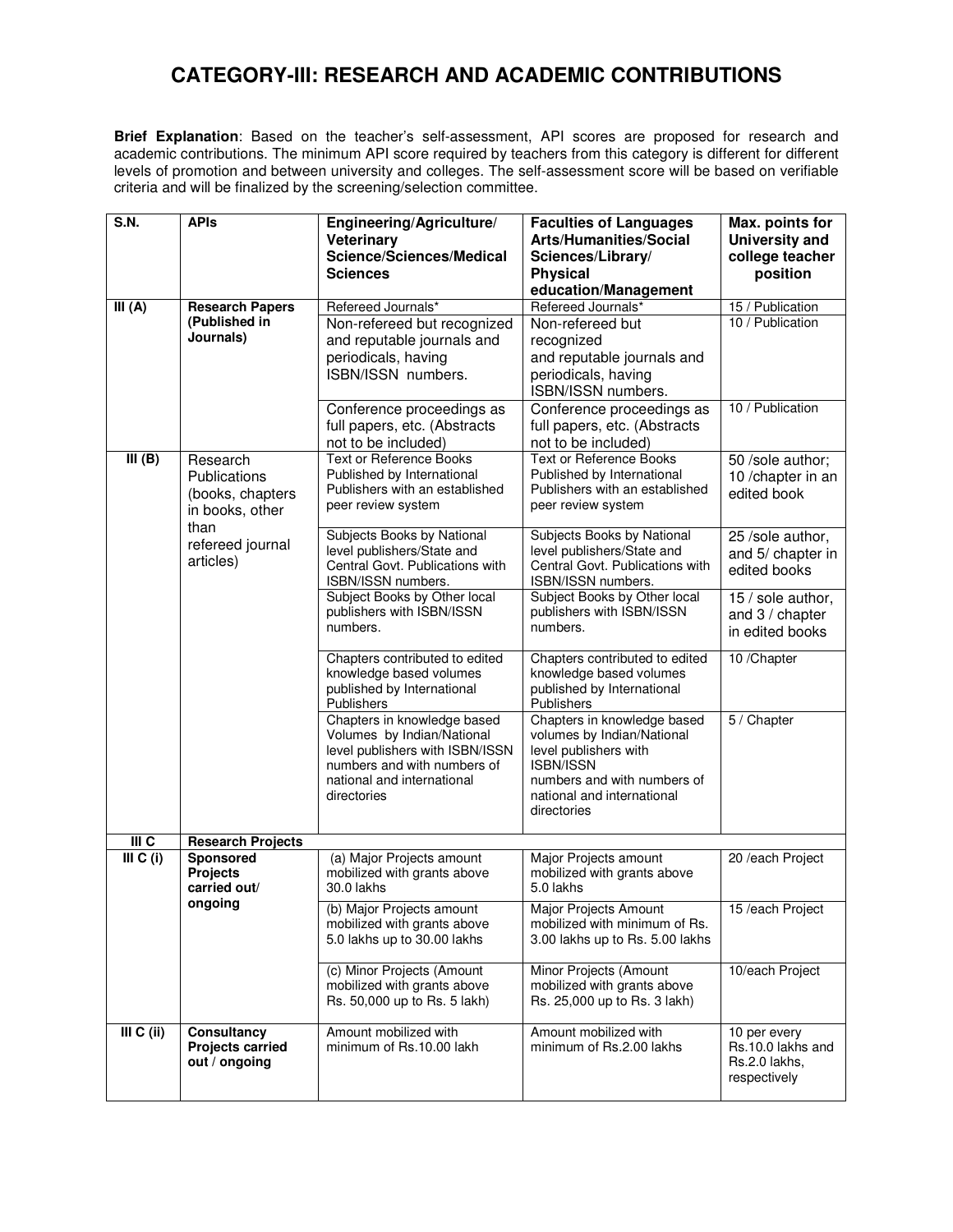# CATEGORY-III: RESEARCH AND ACADEMIC CONTRIBUTIONS

**Brief Explanation**: Based on the teacher's self-assessment, API scores are proposed for research and academic contributions. The minimum API score required by teachers from this category is different for different levels of promotion and between university and colleges. The self-assessment score will be based on verifiable criteria and will be finalized by the screening/selection committee.

| S.N. | APIs | Engineering/Agriculture/ Veterinary Science/Sciences/Medical Sciences | Faculties of Languages Arts/Humanities/Social Sciences/Library/ Physical education/Management | Max. points for University and college teacher position |
|---|---|---|---|---|
| III (A) | **Research Papers (Published in Journals)** | Refereed Journals* | Refereed Journals* | 15 / Publication |
| | | Non-refereed but recognized and reputable journals and periodicals, having ISBN/ISSN numbers. | Non-refereed but recognized and reputable journals and periodicals, having ISBN/ISSN numbers. | 10 / Publication |
| | | Conference proceedings as full papers, etc. (Abstracts not to be included) | Conference proceedings as full papers, etc. (Abstracts not to be included) | 10 / Publication |
| III (B) | Research Publications (books, chapters in books, other than refereed journal articles) | Text or Reference Books Published by International Publishers with an established peer review system | Text or Reference Books Published by International Publishers with an established peer review system | 50 /sole author; 10 /chapter in an edited book |
| | | Subjects Books by National level publishers/State and Central Govt. Publications with ISBN/ISSN numbers. | Subjects Books by National level publishers/State and Central Govt. Publications with ISBN/ISSN numbers. | 25 /sole author, and 5/ chapter in edited books |
| | | Subject Books by Other local publishers with ISBN/ISSN numbers. | Subject Books by Other local publishers with ISBN/ISSN numbers. | 15 / sole author, and 3 / chapter in edited books |
| | | Chapters contributed to edited knowledge based volumes published by International Publishers | Chapters contributed to edited knowledge based volumes published by International Publishers | 10 /Chapter |
| | | Chapters in knowledge based Volumes by Indian/National level publishers with ISBN/ISSN numbers and with numbers of national and international directories | Chapters in knowledge based volumes by Indian/National level publishers with ISBN/ISSN numbers and with numbers of national and international directories | 5 / Chapter |
| III C | **Research Projects** | | | |
| III C (i) | **Sponsored Projects carried out/ ongoing** | (a) Major Projects amount mobilized with grants above 30.0 lakhs | Major Projects amount mobilized with grants above 5.0 lakhs | 20 /each Project |
| | | (b) Major Projects amount mobilized with grants above 5.0 lakhs up to 30.00 lakhs | Major Projects Amount mobilized with minimum of Rs. 3.00 lakhs up to Rs. 5.00 lakhs | 15 /each Project |
| | | (c) Minor Projects (Amount mobilized with grants above Rs. 50,000 up to Rs. 5 lakh) | Minor Projects (Amount mobilized with grants above Rs. 25,000 up to Rs. 3 lakh) | 10/each Project |
| III C (ii) | **Consultancy Projects carried out / ongoing** | Amount mobilized with minimum of Rs.10.00 lakh | Amount mobilized with minimum of Rs.2.00 lakhs | 10 per every Rs.10.0 lakhs and Rs.2.0 lakhs, respectively |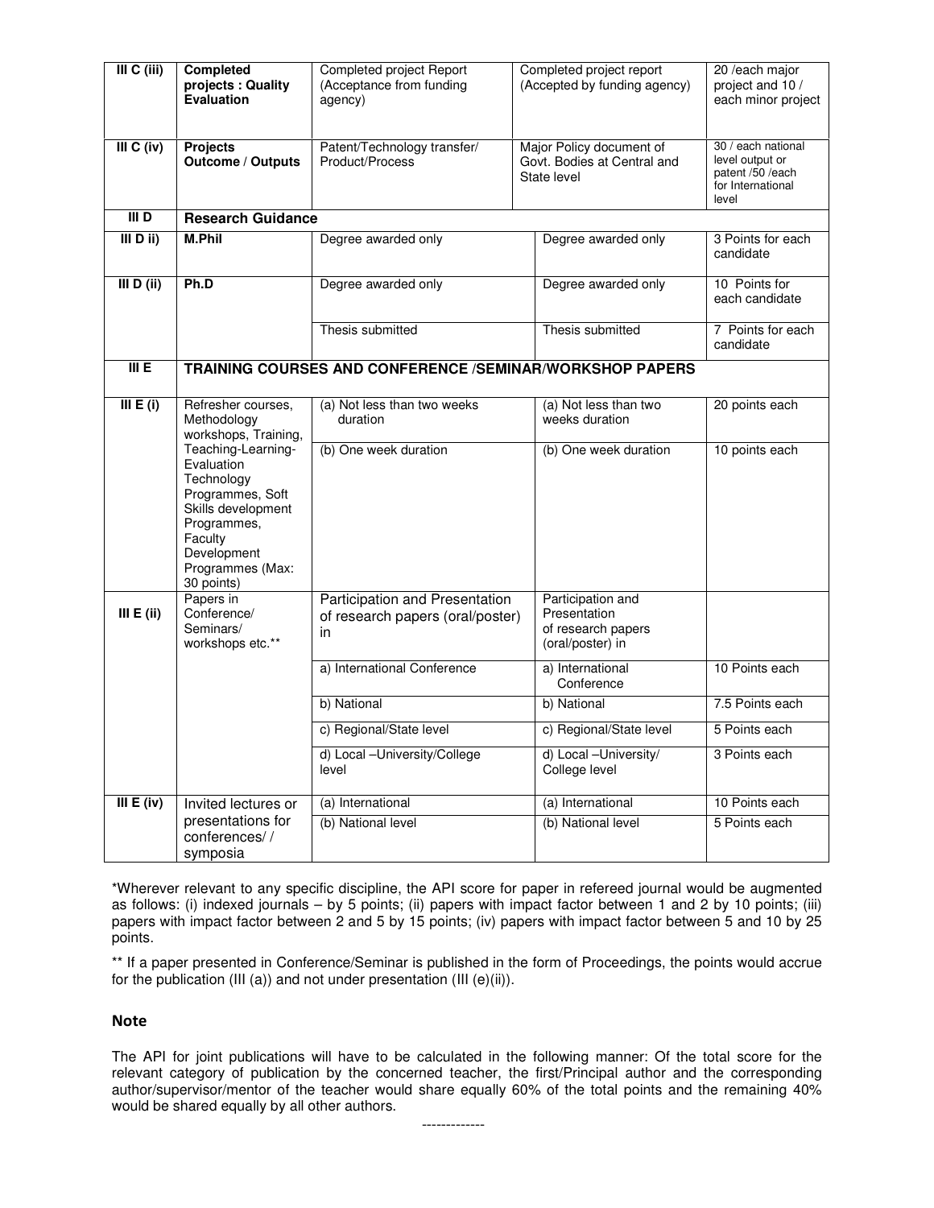| | | | | |
|---|---|---|---|---|
| III C (iii) | **Completed projects : Quality Evaluation** | Completed project Report (Acceptance from funding agency) | Completed project report (Accepted by funding agency) | 20 /each major project and 10 / each minor project |
| III C (iv) | **Projects Outcome / Outputs** | Patent/Technology transfer/ Product/Process | Major Policy document of Govt. Bodies at Central and State level | 30 / each national level output or patent /50 /each for International level |
| III D | **Research Guidance** | | | |
| III D ii) | **M.Phil** | Degree awarded only | Degree awarded only | 3 Points for each candidate |
| III D (ii) | **Ph.D** | Degree awarded only | Degree awarded only | 10 Points for each candidate |
| | | Thesis submitted | Thesis submitted | 7 Points for each candidate |
| III E | **TRAINING COURSES AND CONFERENCE /SEMINAR/WORKSHOP PAPERS** | | | |
| III E (i) | Refresher courses, Methodology workshops, Training, Teaching-Learning-Evaluation Technology Programmes, Soft Skills development Programmes, Faculty Development Programmes (Max: 30 points) | (a) Not less than two weeks duration | (a) Not less than two weeks duration | 20 points each |
| | | (b) One week duration | (b) One week duration | 10 points each |
| III E (ii) | Papers in Conference/ Seminars/ workshops etc.** | Participation and Presentation of research papers (oral/poster) in | Participation and Presentation of research papers (oral/poster) in | |
| | | a) International Conference | a) International Conference | 10 Points each |
| | | b) National | b) National | 7.5 Points each |
| | | c) Regional/State level | c) Regional/State level | 5 Points each |
| | | d) Local –University/College level | d) Local –University/ College level | 3 Points each |
| III E (iv) | Invited lectures or presentations for conferences/ / symposia | (a) International | (a) International | 10 Points each |
| | | (b) National level | (b) National level | 5 Points each |

*Wherever relevant to any specific discipline, the API score for paper in refereed journal would be augmented as follows: (i) indexed journals – by 5 points; (ii) papers with impact factor between 1 and 2 by 10 points; (iii) papers with impact factor between 2 and 5 by 15 points; (iv) papers with impact factor between 5 and 10 by 25 points.

** If a paper presented in Conference/Seminar is published in the form of Proceedings, the points would accrue for the publication (III (a)) and not under presentation (III (e)(ii)).

## Note

The API for joint publications will have to be calculated in the following manner: Of the total score for the relevant category of publication by the concerned teacher, the first/Principal author and the corresponding author/supervisor/mentor of the teacher would share equally 60% of the total points and the remaining 40% would be shared equally by all other authors.

-------------